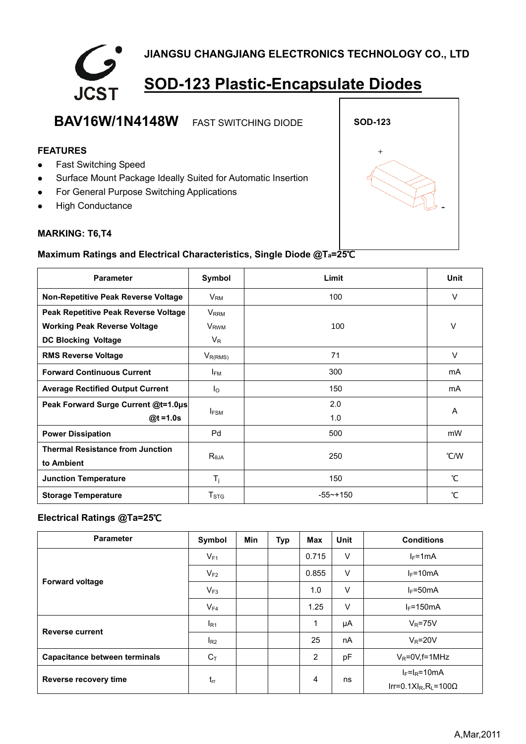**JIANGSU CHANGJIANG ELECTRONICS TECHNOLOGY CO., LTD**

JCST

# SOD-123 Plastic-Encapsulate Diodes

## BAV16W/1N4148W FAST SWITCHING DIODE

SOD-123

+

-

### FEATURES

- Fast Switching Speed
- Surface Mount Package Ideally Suited for Automatic Insertion
- For General Purpose Switching Applications
- High Conductance

**MARKING: T6,T4**

### Maximum Ratings and Electrical Characteristics, Single Diode @$T_a$=25℃

| Parameter | Symbol | Limit | Unit |
|---|---|---|---|
| Non-Repetitive Peak Reverse Voltage | $V_{RM}$ | 100 | V |
| Peak Repetitive Peak Reverse Voltage<br>Working Peak Reverse Voltage<br>DC Blocking Voltage | $V_{RRM}$<br>$V_{RWM}$<br>$V_R$ | 100 | V |
| RMS Reverse Voltage | $V_{R(RMS)}$ | 71 | V |
| Forward Continuous Current | $I_{FM}$ | 300 | mA |
| Average Rectified Output Current | $I_O$ | 150 | mA |
| Peak Forward Surge Current @t=1.0μs<br>@t =1.0s | $I_{FSM}$ | 2.0<br>1.0 | A |
| Power Dissipation | Pd | 500 | mW |
| Thermal Resistance from Junction to Ambient | $R_{θJA}$ | 250 | ℃/W |
| Junction Temperature | $T_j$ | 150 | ℃ |
| Storage Temperature | $T_{STG}$ | -55~+150 | ℃ |

### Electrical Ratings @Ta=25℃

| Parameter | Symbol | Min | Typ | Max | Unit | Conditions |
|---|---|---|---|---|---|---|
| Forward voltage | $V_{F1}$ | | | 0.715 | V | $I_F$=1mA |
| | $V_{F2}$ | | | 0.855 | V | $I_F$=10mA |
| | $V_{F3}$ | | | 1.0 | V | $I_F$=50mA |
| | $V_{F4}$ | | | 1.25 | V | $I_F$=150mA |
| Reverse current | $I_{R1}$ | | | 1 | μA | $V_R$=75V |
| | $I_{R2}$ | | | 25 | nA | $V_R$=20V |
| Capacitance between terminals | $C_T$ | | | 2 | pF | $V_R$=0V,f=1MHz |
| Reverse recovery time | $t_{rr}$ | | | 4 | ns | $I_F$=$I_R$=10mA<br>Irr=0.1X$I_R$,$R_L$=100Ω |

A,Mar,2011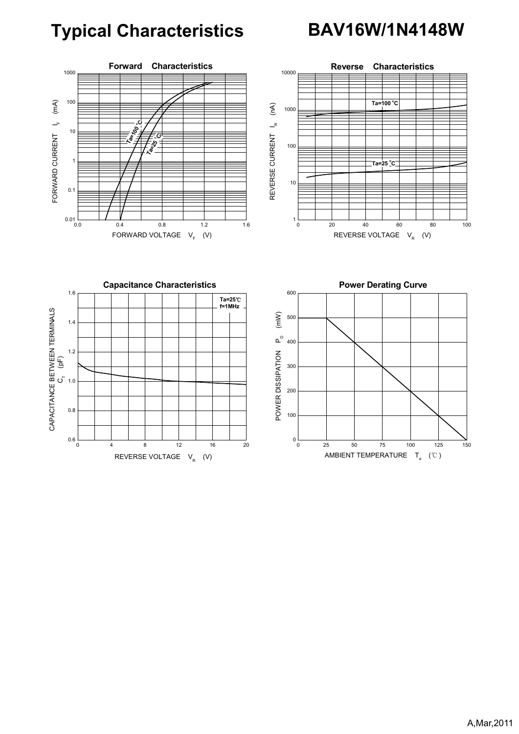# Typical Characteristics

## BAV16W/1N4148W

**Forward Characteristics**

FORWARD CURRENT $I_F$ (mA)

1000
100
10
1
0.1
0.01

FORWARD VOLTAGE $V_F$ (V)

0.0
0.4
0.8
1.2
1.6

Ta=100 °C
Ta=25 °C

**Reverse Characteristics**

REVERSE CURRENT $I_R$ (nA)

10000
1000
100
10
1

REVERSE VOLTAGE $V_R$ (V)

0
20
40
60
80
100

Ta=100 °C
Ta=25 °C

**Capacitance Characteristics**

CAPACITANCE BETWEEN TERMINALS $C_T$ (pF)

1.6
1.4
1.2
1.0
0.8
0.6

REVERSE VOLTAGE $V_R$ (V)

0
4
8
12
16
20

Ta=25℃
f=1MHz

**Power Derating Curve**

POWER DISSIPATION $P_D$ (mW)

600
500
400
300
200
100
0

AMBIENT TEMPERATURE $T_a$ (℃)

0
25
50
75
100
125
150

A,Mar,2011